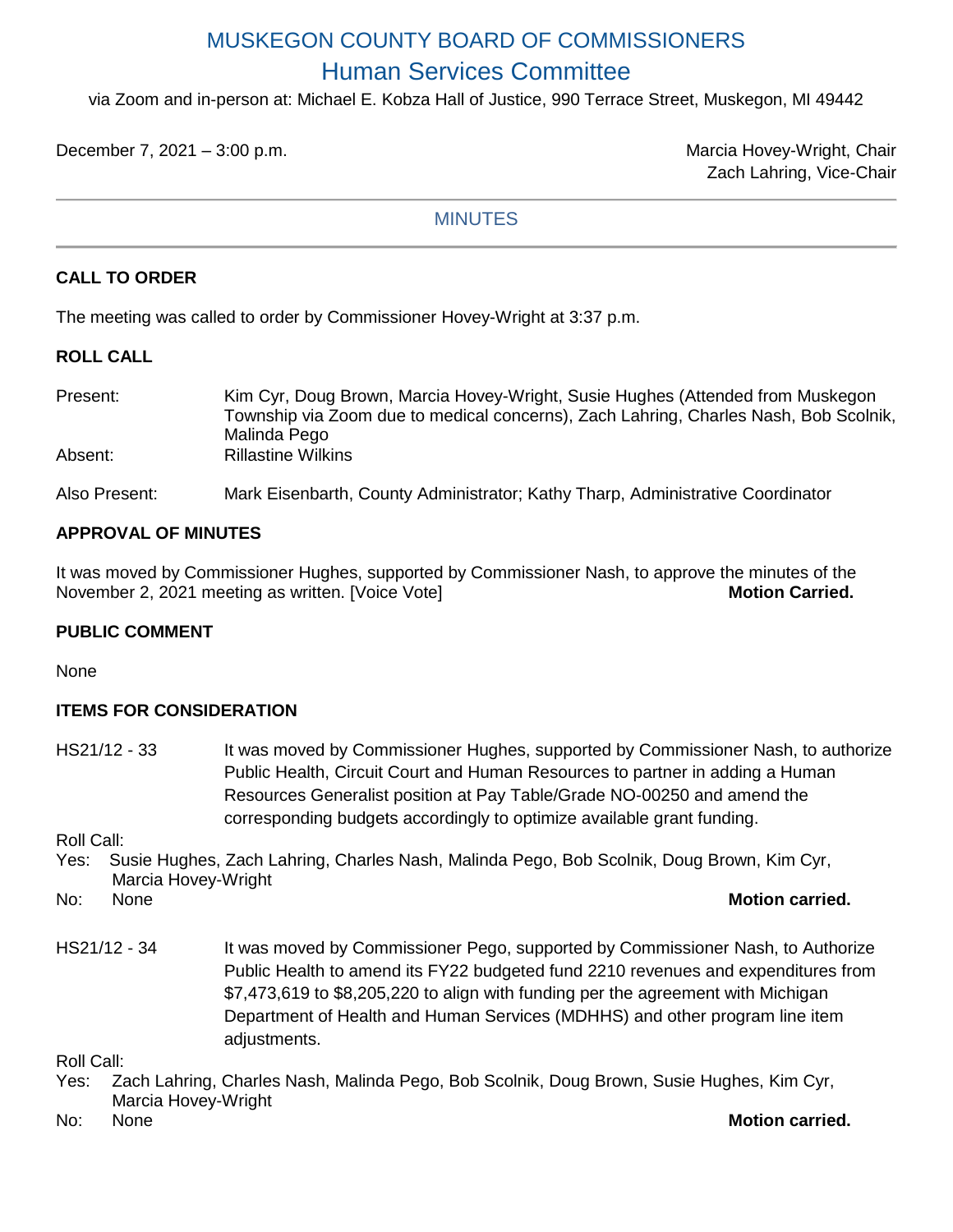# MUSKEGON COUNTY BOARD OF COMMISSIONERS

## Human Services Committee

via Zoom and in-person at: Michael E. Kobza Hall of Justice, 990 Terrace Street, Muskegon, MI 49442

December 7, 2021 – 3:00 p.m.

Marcia Hovey-Wright, Chair
Zach Lahring, Vice-Chair

### MINUTES

**CALL TO ORDER**

The meeting was called to order by Commissioner Hovey-Wright at 3:37 p.m.

**ROLL CALL**

Present: Kim Cyr, Doug Brown, Marcia Hovey-Wright, Susie Hughes (Attended from Muskegon Township via Zoom due to medical concerns), Zach Lahring, Charles Nash, Bob Scolnik, Malinda Pego

Absent: Rillastine Wilkins

Also Present: Mark Eisenbarth, County Administrator; Kathy Tharp, Administrative Coordinator

**APPROVAL OF MINUTES**

It was moved by Commissioner Hughes, supported by Commissioner Nash, to approve the minutes of the November 2, 2021 meeting as written. [Voice Vote] **Motion Carried.**

**PUBLIC COMMENT**

None

**ITEMS FOR CONSIDERATION**

HS21/12 - 33 It was moved by Commissioner Hughes, supported by Commissioner Nash, to authorize Public Health, Circuit Court and Human Resources to partner in adding a Human Resources Generalist position at Pay Table/Grade NO-00250 and amend the corresponding budgets accordingly to optimize available grant funding.

Roll Call:
Yes: Susie Hughes, Zach Lahring, Charles Nash, Malinda Pego, Bob Scolnik, Doug Brown, Kim Cyr, Marcia Hovey-Wright
No: None **Motion carried.**

HS21/12 - 34 It was moved by Commissioner Pego, supported by Commissioner Nash, to Authorize Public Health to amend its FY22 budgeted fund 2210 revenues and expenditures from $7,473,619 to $8,205,220 to align with funding per the agreement with Michigan Department of Health and Human Services (MDHHS) and other program line item adjustments.

Roll Call:
Yes: Zach Lahring, Charles Nash, Malinda Pego, Bob Scolnik, Doug Brown, Susie Hughes, Kim Cyr, Marcia Hovey-Wright
No: None **Motion carried.**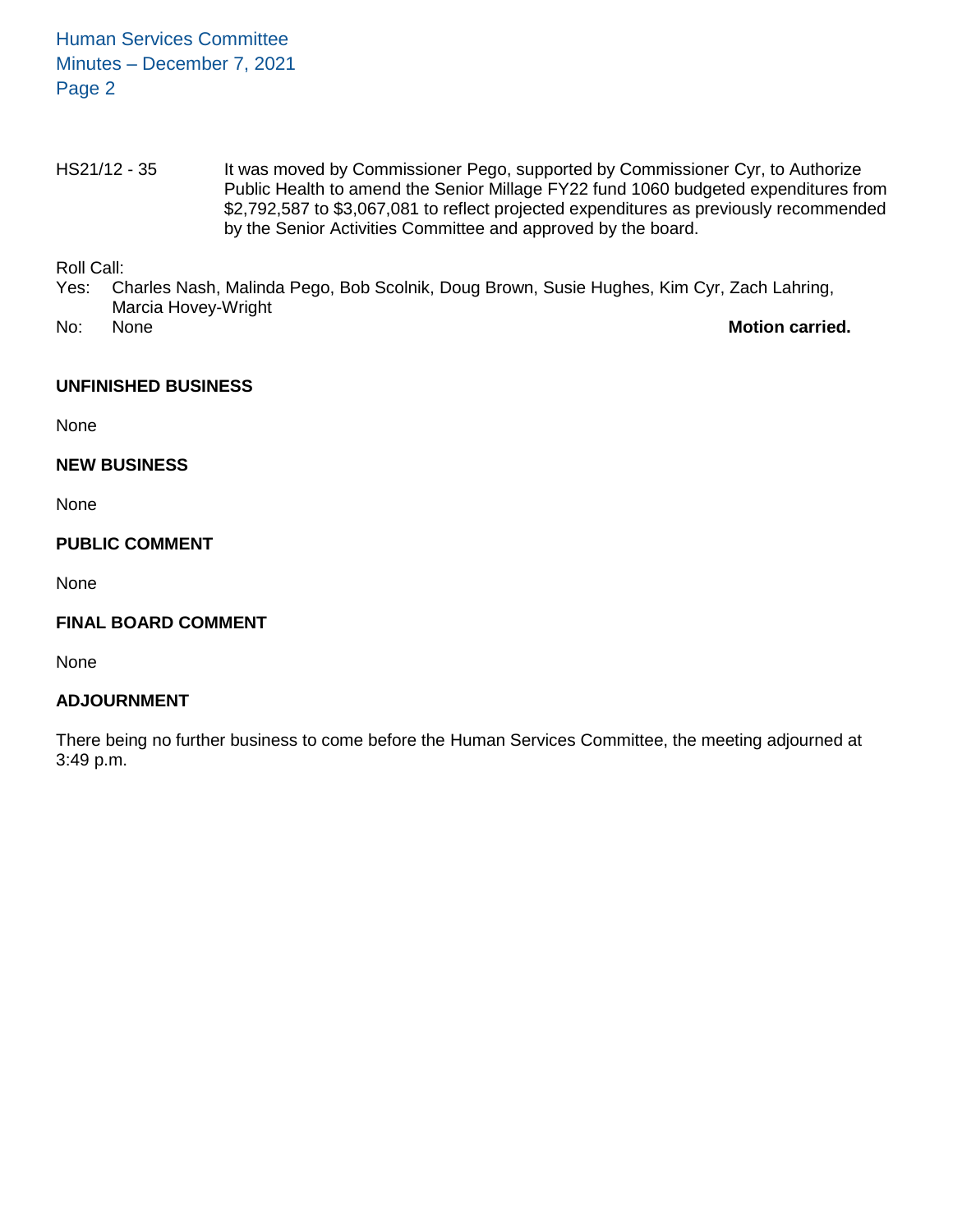HS21/12 - 35 It was moved by Commissioner Pego, supported by Commissioner Cyr, to Authorize Public Health to amend the Senior Millage FY22 fund 1060 budgeted expenditures from $2,792,587 to $3,067,081 to reflect projected expenditures as previously recommended by the Senior Activities Committee and approved by the board.

Roll Call:
Yes: Charles Nash, Malinda Pego, Bob Scolnik, Doug Brown, Susie Hughes, Kim Cyr, Zach Lahring, Marcia Hovey-Wright
No: None **Motion carried.**

**UNFINISHED BUSINESS**

None

**NEW BUSINESS**

None

**PUBLIC COMMENT**

None

**FINAL BOARD COMMENT**

None

**ADJOURNMENT**

There being no further business to come before the Human Services Committee, the meeting adjourned at 3:49 p.m.